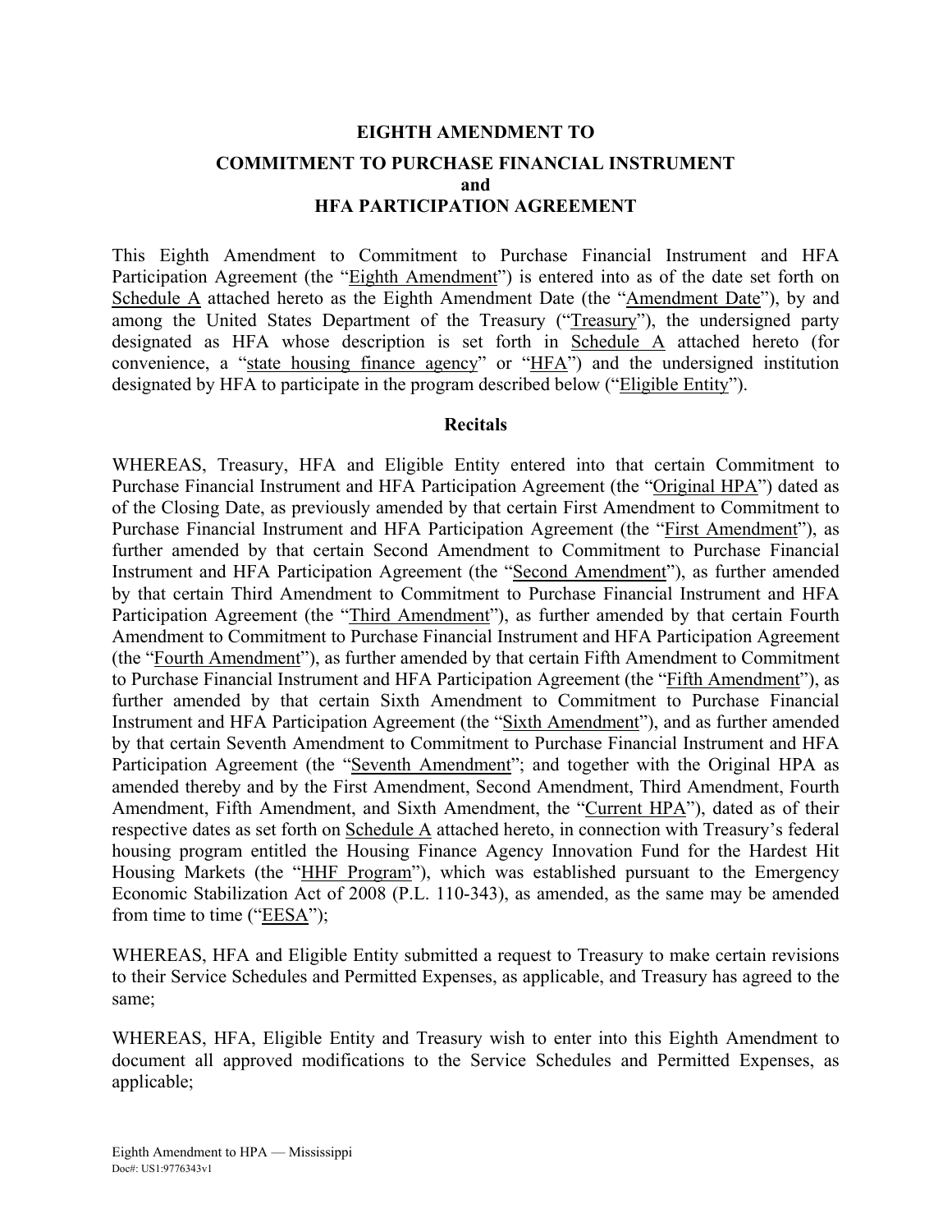# EIGHTH AMENDMENT TO
## COMMITMENT TO PURCHASE FINANCIAL INSTRUMENT and HFA PARTICIPATION AGREEMENT

This Eighth Amendment to Commitment to Purchase Financial Instrument and HFA Participation Agreement (the "Eighth Amendment") is entered into as of the date set forth on Schedule A attached hereto as the Eighth Amendment Date (the "Amendment Date"), by and among the United States Department of the Treasury ("Treasury"), the undersigned party designated as HFA whose description is set forth in Schedule A attached hereto (for convenience, a "state housing finance agency" or "HFA") and the undersigned institution designated by HFA to participate in the program described below ("Eligible Entity").

### Recitals

WHEREAS, Treasury, HFA and Eligible Entity entered into that certain Commitment to Purchase Financial Instrument and HFA Participation Agreement (the "Original HPA") dated as of the Closing Date, as previously amended by that certain First Amendment to Commitment to Purchase Financial Instrument and HFA Participation Agreement (the "First Amendment"), as further amended by that certain Second Amendment to Commitment to Purchase Financial Instrument and HFA Participation Agreement (the "Second Amendment"), as further amended by that certain Third Amendment to Commitment to Purchase Financial Instrument and HFA Participation Agreement (the "Third Amendment"), as further amended by that certain Fourth Amendment to Commitment to Purchase Financial Instrument and HFA Participation Agreement (the "Fourth Amendment"), as further amended by that certain Fifth Amendment to Commitment to Purchase Financial Instrument and HFA Participation Agreement (the "Fifth Amendment"), as further amended by that certain Sixth Amendment to Commitment to Purchase Financial Instrument and HFA Participation Agreement (the "Sixth Amendment"), and as further amended by that certain Seventh Amendment to Commitment to Purchase Financial Instrument and HFA Participation Agreement (the "Seventh Amendment"; and together with the Original HPA as amended thereby and by the First Amendment, Second Amendment, Third Amendment, Fourth Amendment, Fifth Amendment, and Sixth Amendment, the "Current HPA"), dated as of their respective dates as set forth on Schedule A attached hereto, in connection with Treasury's federal housing program entitled the Housing Finance Agency Innovation Fund for the Hardest Hit Housing Markets (the "HHF Program"), which was established pursuant to the Emergency Economic Stabilization Act of 2008 (P.L. 110-343), as amended, as the same may be amended from time to time ("EESA");

WHEREAS, HFA and Eligible Entity submitted a request to Treasury to make certain revisions to their Service Schedules and Permitted Expenses, as applicable, and Treasury has agreed to the same;

WHEREAS, HFA, Eligible Entity and Treasury wish to enter into this Eighth Amendment to document all approved modifications to the Service Schedules and Permitted Expenses, as applicable;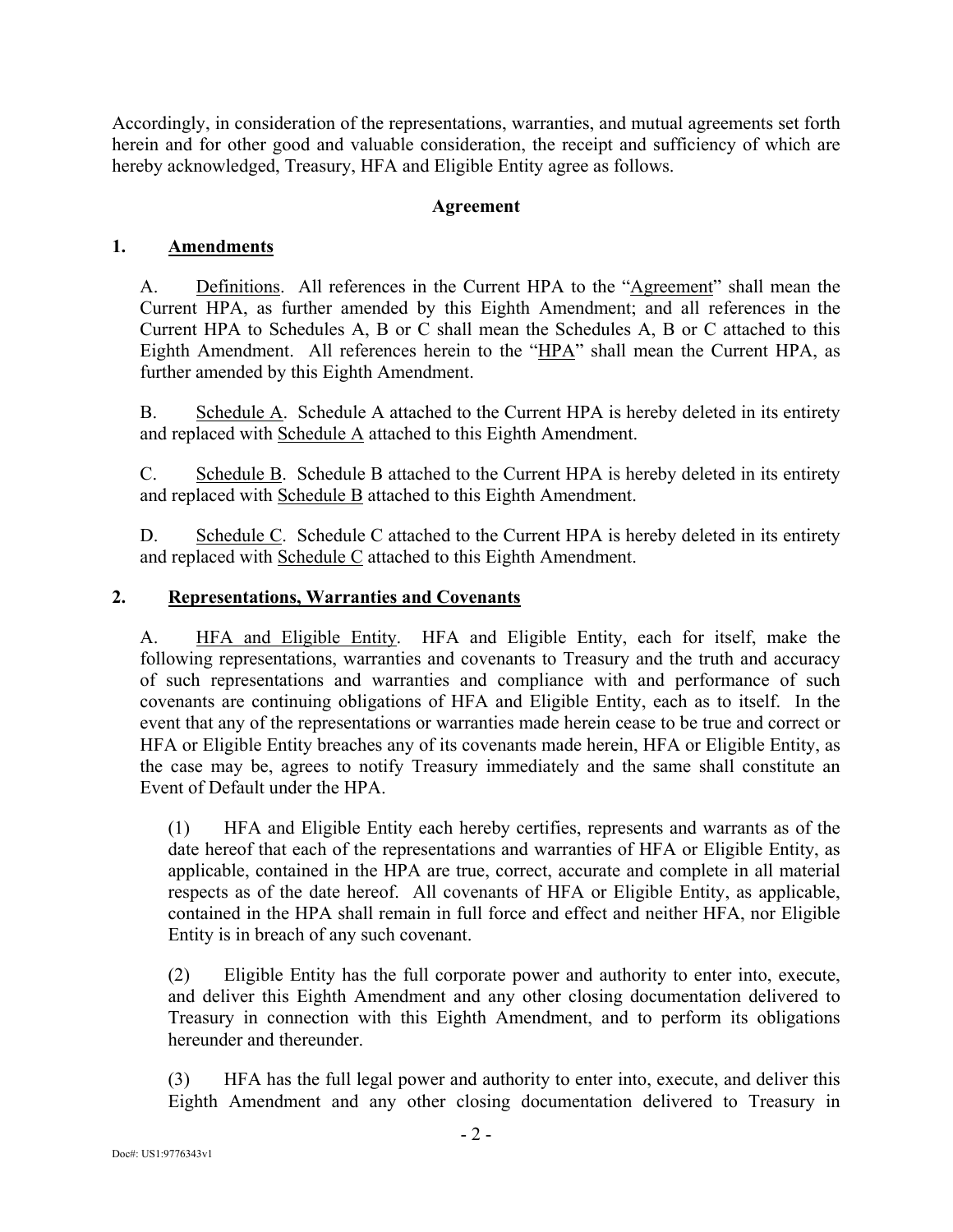Accordingly, in consideration of the representations, warranties, and mutual agreements set forth herein and for other good and valuable consideration, the receipt and sufficiency of which are hereby acknowledged, Treasury, HFA and Eligible Entity agree as follows.

**Agreement**

## 1. Amendments

A. Definitions. All references in the Current HPA to the "Agreement" shall mean the Current HPA, as further amended by this Eighth Amendment; and all references in the Current HPA to Schedules A, B or C shall mean the Schedules A, B or C attached to this Eighth Amendment. All references herein to the "HPA" shall mean the Current HPA, as further amended by this Eighth Amendment.

B. Schedule A. Schedule A attached to the Current HPA is hereby deleted in its entirety and replaced with Schedule A attached to this Eighth Amendment.

C. Schedule B. Schedule B attached to the Current HPA is hereby deleted in its entirety and replaced with Schedule B attached to this Eighth Amendment.

D. Schedule C. Schedule C attached to the Current HPA is hereby deleted in its entirety and replaced with Schedule C attached to this Eighth Amendment.

## 2. Representations, Warranties and Covenants

A. HFA and Eligible Entity. HFA and Eligible Entity, each for itself, make the following representations, warranties and covenants to Treasury and the truth and accuracy of such representations and warranties and compliance with and performance of such covenants are continuing obligations of HFA and Eligible Entity, each as to itself. In the event that any of the representations or warranties made herein cease to be true and correct or HFA or Eligible Entity breaches any of its covenants made herein, HFA or Eligible Entity, as the case may be, agrees to notify Treasury immediately and the same shall constitute an Event of Default under the HPA.

(1) HFA and Eligible Entity each hereby certifies, represents and warrants as of the date hereof that each of the representations and warranties of HFA or Eligible Entity, as applicable, contained in the HPA are true, correct, accurate and complete in all material respects as of the date hereof. All covenants of HFA or Eligible Entity, as applicable, contained in the HPA shall remain in full force and effect and neither HFA, nor Eligible Entity is in breach of any such covenant.

(2) Eligible Entity has the full corporate power and authority to enter into, execute, and deliver this Eighth Amendment and any other closing documentation delivered to Treasury in connection with this Eighth Amendment, and to perform its obligations hereunder and thereunder.

(3) HFA has the full legal power and authority to enter into, execute, and deliver this Eighth Amendment and any other closing documentation delivered to Treasury in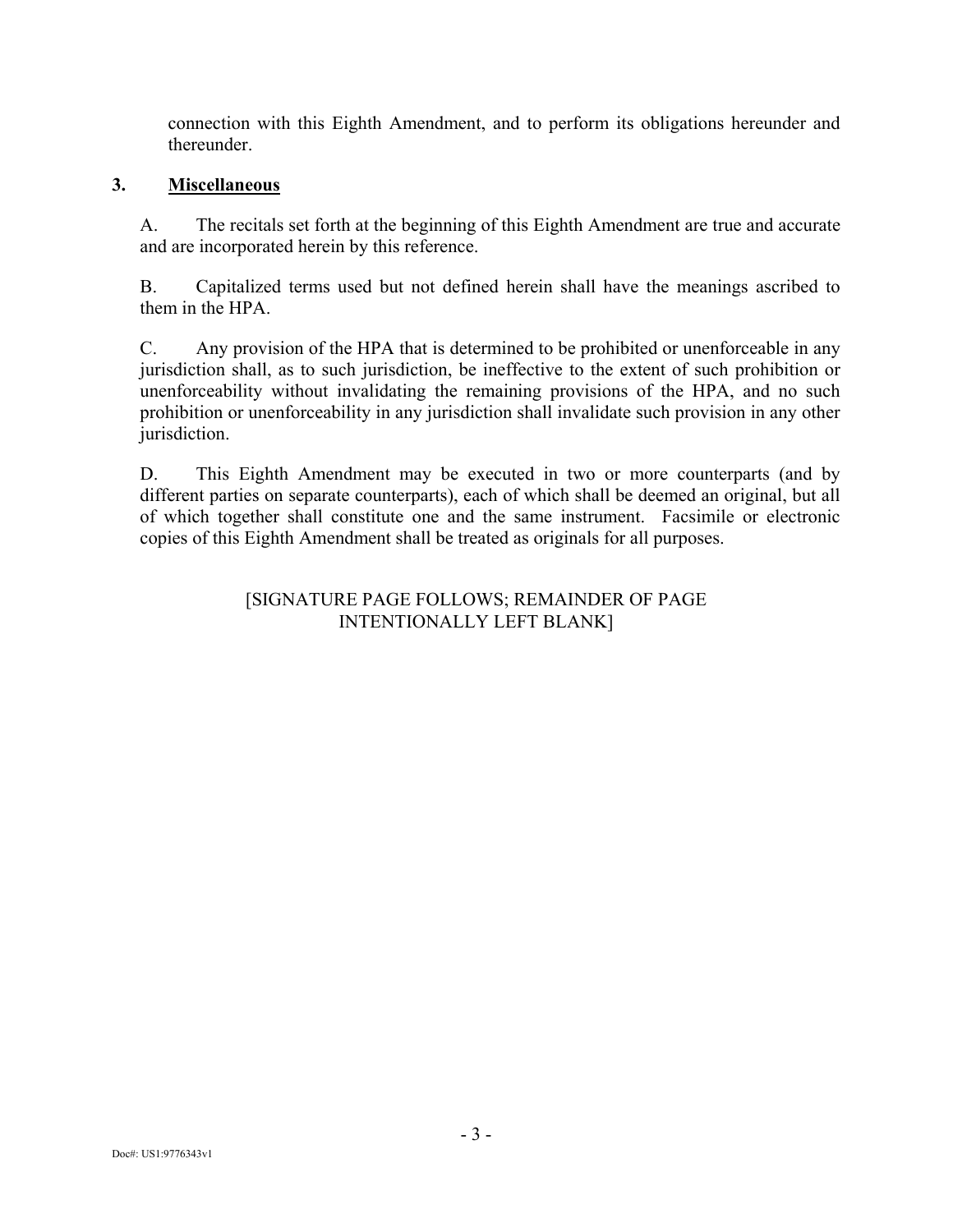connection with this Eighth Amendment, and to perform its obligations hereunder and thereunder.

**3. Miscellaneous**

A. The recitals set forth at the beginning of this Eighth Amendment are true and accurate and are incorporated herein by this reference.

B. Capitalized terms used but not defined herein shall have the meanings ascribed to them in the HPA.

C. Any provision of the HPA that is determined to be prohibited or unenforceable in any jurisdiction shall, as to such jurisdiction, be ineffective to the extent of such prohibition or unenforceability without invalidating the remaining provisions of the HPA, and no such prohibition or unenforceability in any jurisdiction shall invalidate such provision in any other jurisdiction.

D. This Eighth Amendment may be executed in two or more counterparts (and by different parties on separate counterparts), each of which shall be deemed an original, but all of which together shall constitute one and the same instrument. Facsimile or electronic copies of this Eighth Amendment shall be treated as originals for all purposes.

[SIGNATURE PAGE FOLLOWS; REMAINDER OF PAGE INTENTIONALLY LEFT BLANK]

Doc#: US1:9776343v1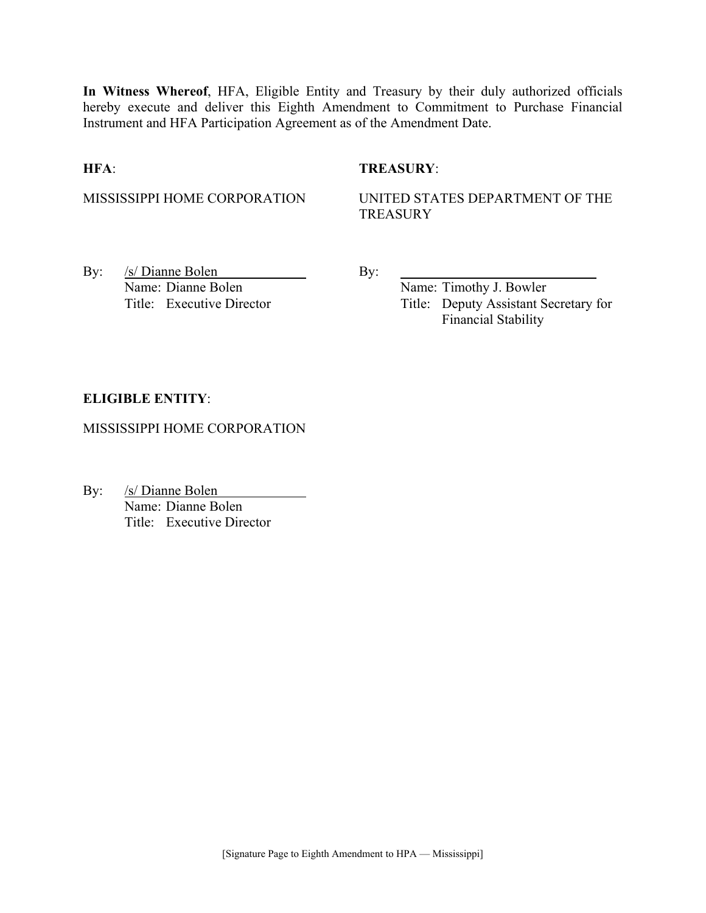**In Witness Whereof**, HFA, Eligible Entity and Treasury by their duly authorized officials hereby execute and deliver this Eighth Amendment to Commitment to Purchase Financial Instrument and HFA Participation Agreement as of the Amendment Date.

**HFA**:

MISSISSIPPI HOME CORPORATION

By: /s/ Dianne Bolen
Name: Dianne Bolen
Title: Executive Director

**TREASURY**:

UNITED STATES DEPARTMENT OF THE TREASURY

By: ______________________________
Name: Timothy J. Bowler
Title: Deputy Assistant Secretary for Financial Stability

**ELIGIBLE ENTITY**:

MISSISSIPPI HOME CORPORATION

By: /s/ Dianne Bolen
Name: Dianne Bolen
Title: Executive Director

[Signature Page to Eighth Amendment to HPA — Mississippi]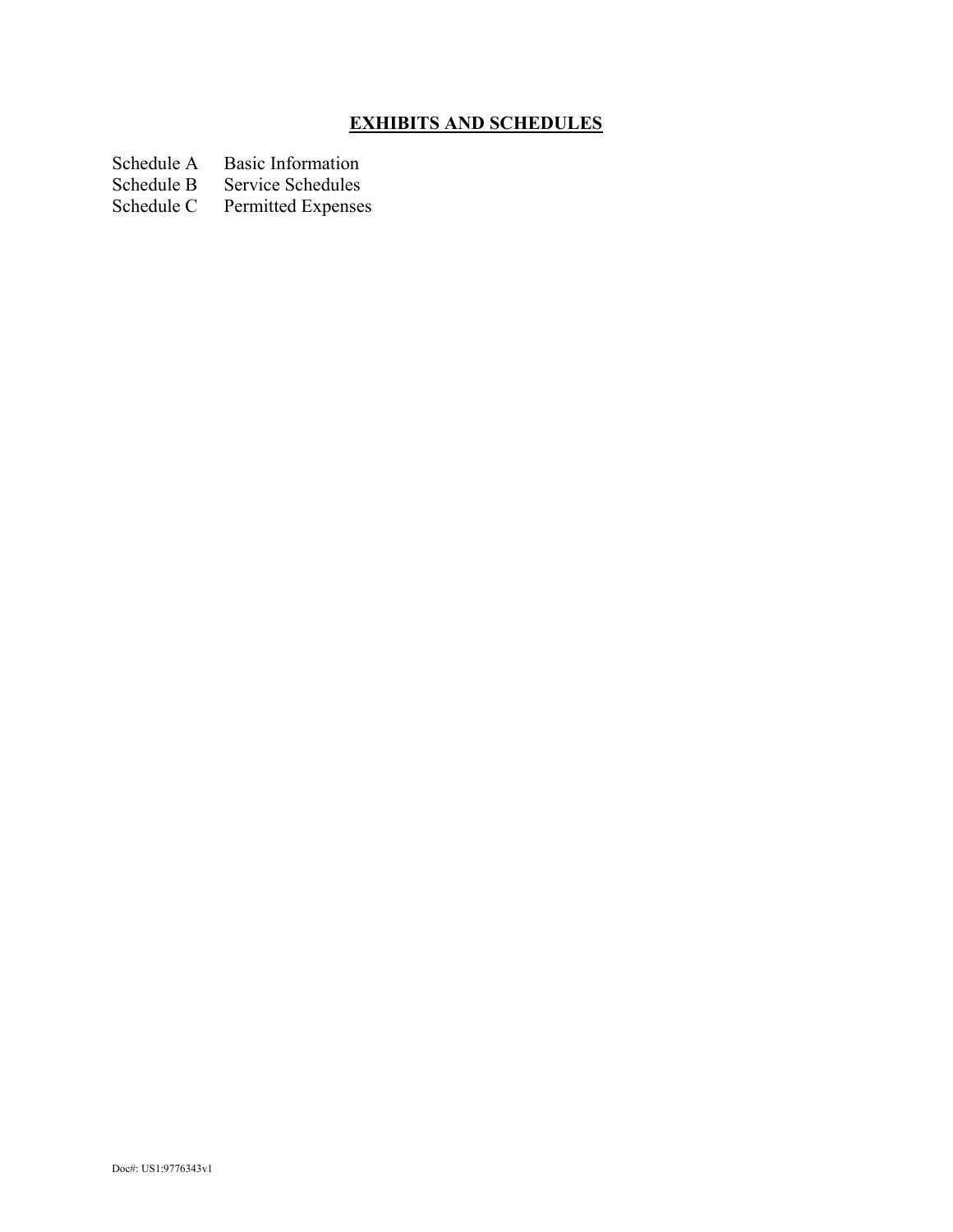# **EXHIBITS AND SCHEDULES**

| | |
|---|---|
| Schedule A | Basic Information |
| Schedule B | Service Schedules |
| Schedule C | Permitted Expenses |

Doc#: US1:9776343v1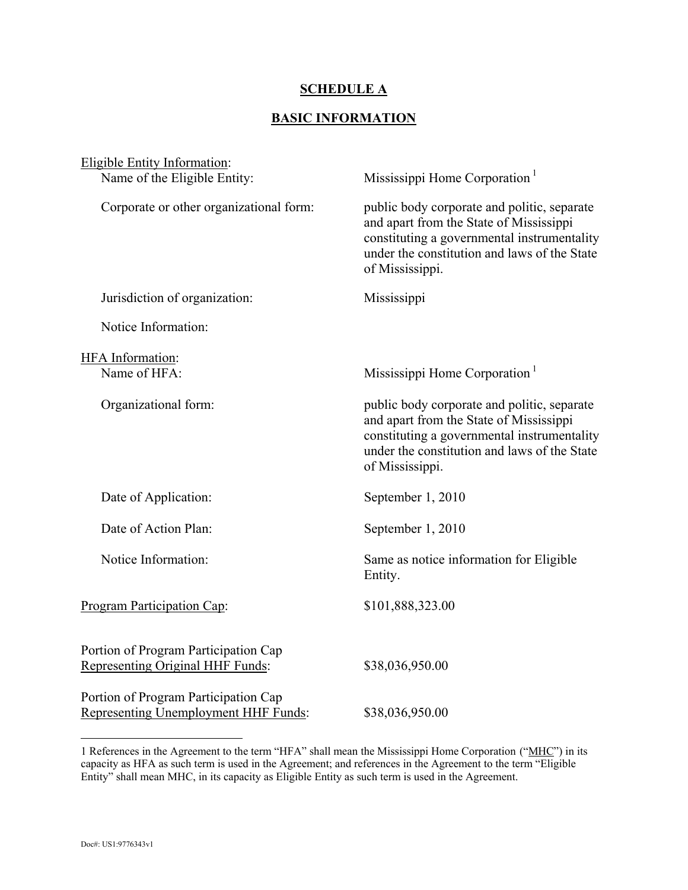## SCHEDULE A

## BASIC INFORMATION

Eligible Entity Information:

| | |
|---|---|
| Name of the Eligible Entity: | Mississippi Home Corporation [1] |
| Corporate or other organizational form: | public body corporate and politic, separate and apart from the State of Mississippi constituting a governmental instrumentality under the constitution and laws of the State of Mississippi. |
| Jurisdiction of organization: | Mississippi |
| Notice Information: | |

HFA Information:

| | |
|---|---|
| Name of HFA: | Mississippi Home Corporation [1] |
| Organizational form: | public body corporate and politic, separate and apart from the State of Mississippi constituting a governmental instrumentality under the constitution and laws of the State of Mississippi. |
| Date of Application: | September 1, 2010 |
| Date of Action Plan: | September 1, 2010 |
| Notice Information: | Same as notice information for Eligible Entity. |

| | |
|---|---|
| Program Participation Cap: | $101,888,323.00 |
| Portion of Program Participation Cap Representing Original HHF Funds: | $38,036,950.00 |
| Portion of Program Participation Cap Representing Unemployment HHF Funds: | $38,036,950.00 |

---

1 References in the Agreement to the term "HFA" shall mean the Mississippi Home Corporation ("MHC") in its capacity as HFA as such term is used in the Agreement; and references in the Agreement to the term "Eligible Entity" shall mean MHC, in its capacity as Eligible Entity as such term is used in the Agreement.

Doc#: US1:9776343v1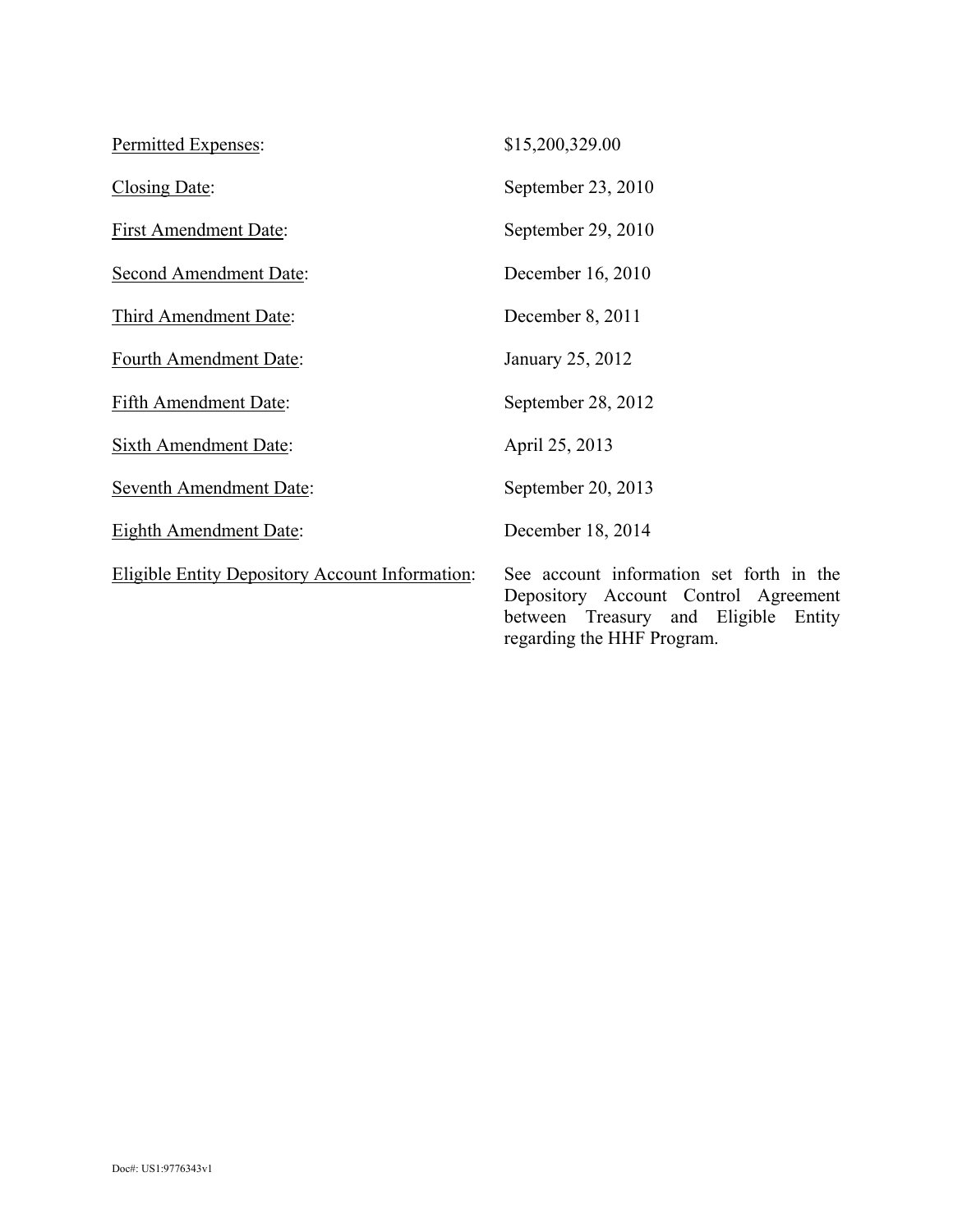| | |
|---|---|
| Permitted Expenses: | $15,200,329.00 |
| Closing Date: | September 23, 2010 |
| First Amendment Date: | September 29, 2010 |
| Second Amendment Date: | December 16, 2010 |
| Third Amendment Date: | December 8, 2011 |
| Fourth Amendment Date: | January 25, 2012 |
| Fifth Amendment Date: | September 28, 2012 |
| Sixth Amendment Date: | April 25, 2013 |
| Seventh Amendment Date: | September 20, 2013 |
| Eighth Amendment Date: | December 18, 2014 |
| Eligible Entity Depository Account Information: | See account information set forth in the Depository Account Control Agreement between Treasury and Eligible Entity regarding the HHF Program. |

Doc#: US1:9776343v1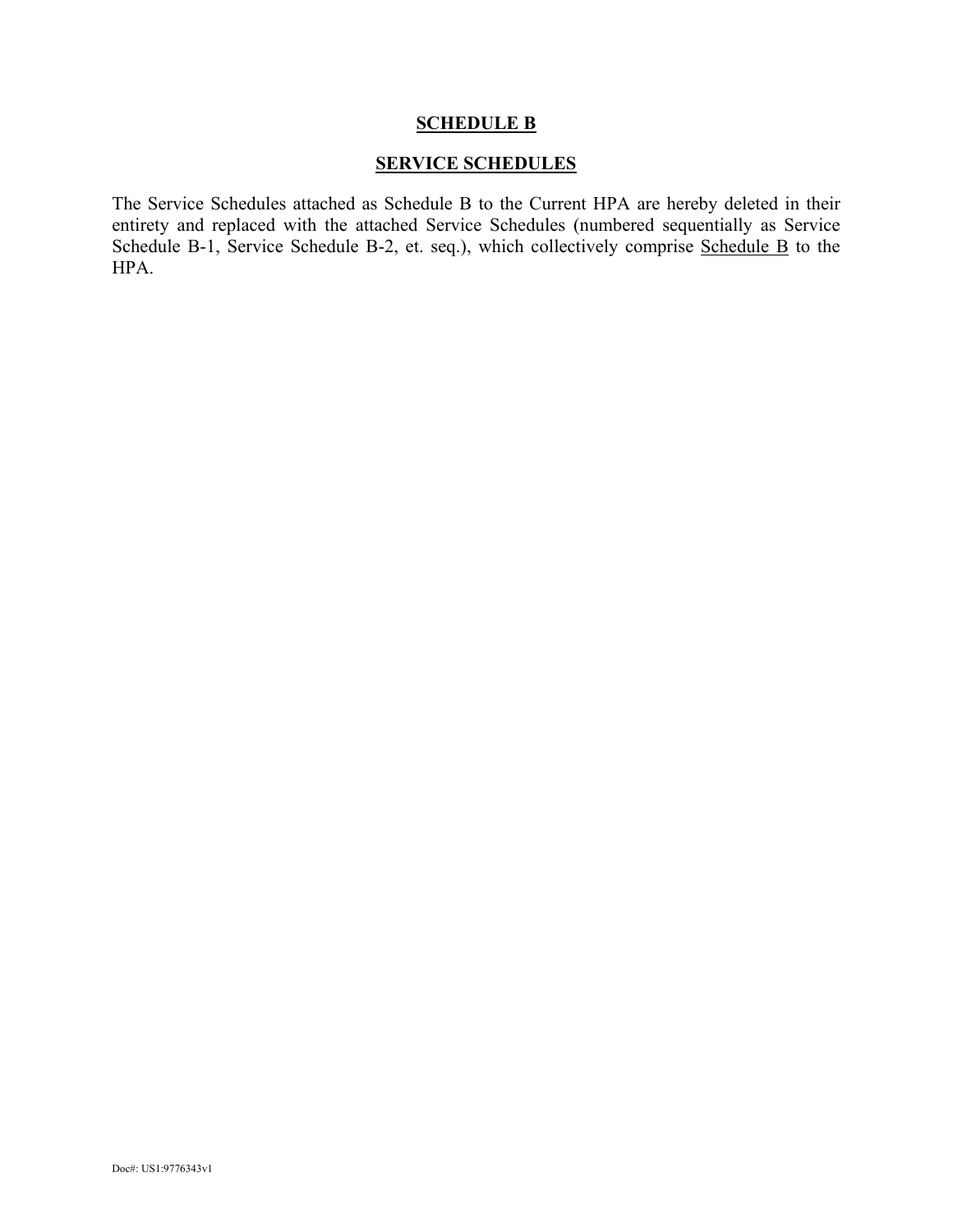# SCHEDULE B

## SERVICE SCHEDULES

The Service Schedules attached as Schedule B to the Current HPA are hereby deleted in their entirety and replaced with the attached Service Schedules (numbered sequentially as Service Schedule B-1, Service Schedule B-2, et. seq.), which collectively comprise Schedule B to the HPA.

Doc#: US1:9776343v1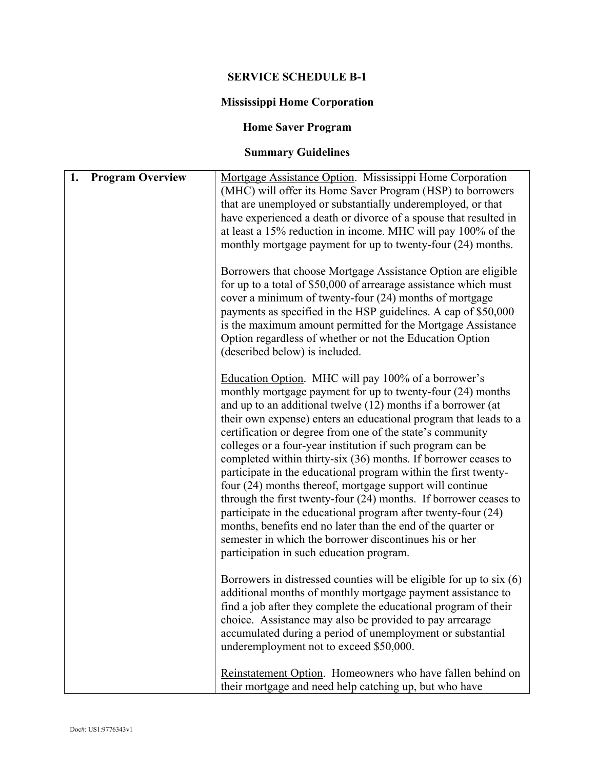**SERVICE SCHEDULE B-1**

**Mississippi Home Corporation**

**Home Saver Program**

**Summary Guidelines**

| 1. **Program Overview** | Mortgage Assistance Option. Mississippi Home Corporation (MHC) will offer its Home Saver Program (HSP) to borrowers that are unemployed or substantially underemployed, or that have experienced a death or divorce of a spouse that resulted in at least a 15% reduction in income. MHC will pay 100% of the monthly mortgage payment for up to twenty-four (24) months.<br><br>Borrowers that choose Mortgage Assistance Option are eligible for up to a total of $50,000 of arrearage assistance which must cover a minimum of twenty-four (24) months of mortgage payments as specified in the HSP guidelines. A cap of $50,000 is the maximum amount permitted for the Mortgage Assistance Option regardless of whether or not the Education Option (described below) is included.<br><br>Education Option. MHC will pay 100% of a borrower's monthly mortgage payment for up to twenty-four (24) months and up to an additional twelve (12) months if a borrower (at their own expense) enters an educational program that leads to a certification or degree from one of the state's community colleges or a four-year institution if such program can be completed within thirty-six (36) months. If borrower ceases to participate in the educational program within the first twenty-four (24) months thereof, mortgage support will continue through the first twenty-four (24) months. If borrower ceases to participate in the educational program after twenty-four (24) months, benefits end no later than the end of the quarter or semester in which the borrower discontinues his or her participation in such education program.<br><br>Borrowers in distressed counties will be eligible for up to six (6) additional months of monthly mortgage payment assistance to find a job after they complete the educational program of their choice. Assistance may also be provided to pay arrearage accumulated during a period of unemployment or substantial underemployment not to exceed $50,000.<br><br>Reinstatement Option. Homeowners who have fallen behind on their mortgage and need help catching up, but who have |
|---|---|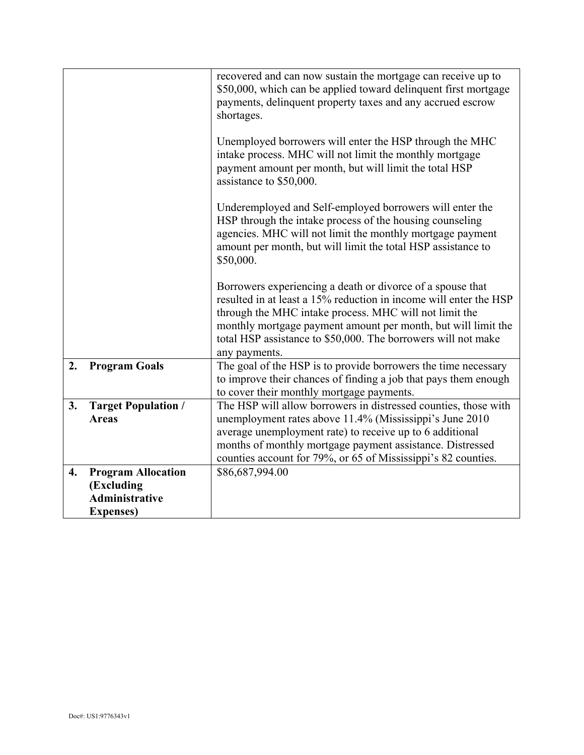| | |
|---|---|
| | recovered and can now sustain the mortgage can receive up to $50,000, which can be applied toward delinquent first mortgage payments, delinquent property taxes and any accrued escrow shortages.<br><br>Unemployed borrowers will enter the HSP through the MHC intake process. MHC will not limit the monthly mortgage payment amount per month, but will limit the total HSP assistance to $50,000.<br><br>Underemployed and Self-employed borrowers will enter the HSP through the intake process of the housing counseling agencies. MHC will not limit the monthly mortgage payment amount per month, but will limit the total HSP assistance to $50,000.<br><br>Borrowers experiencing a death or divorce of a spouse that resulted in at least a 15% reduction in income will enter the HSP through the MHC intake process. MHC will not limit the monthly mortgage payment amount per month, but will limit the total HSP assistance to $50,000. The borrowers will not make any payments. |
| **2. Program Goals** | The goal of the HSP is to provide borrowers the time necessary to improve their chances of finding a job that pays them enough to cover their monthly mortgage payments. |
| **3. Target Population / Areas** | The HSP will allow borrowers in distressed counties, those with unemployment rates above 11.4% (Mississippi's June 2010 average unemployment rate) to receive up to 6 additional months of monthly mortgage payment assistance. Distressed counties account for 79%, or 65 of Mississippi's 82 counties. |
| **4. Program Allocation (Excluding Administrative Expenses)** | $86,687,994.00 |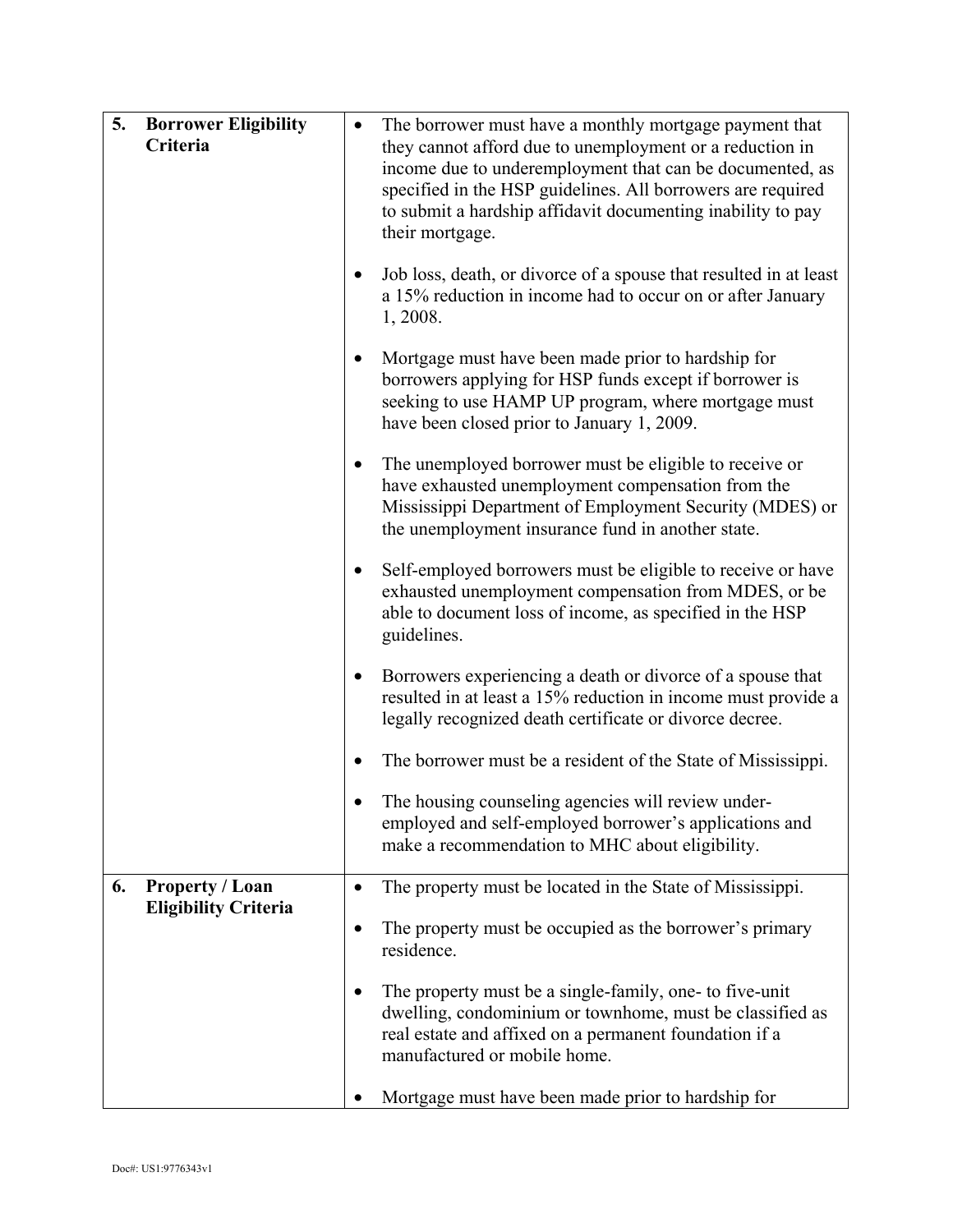| | | |
|---|---|---|
| 5. | **Borrower Eligibility Criteria** | • The borrower must have a monthly mortgage payment that they cannot afford due to unemployment or a reduction in income due to underemployment that can be documented, as specified in the HSP guidelines. All borrowers are required to submit a hardship affidavit documenting inability to pay their mortgage.<br><br>• Job loss, death, or divorce of a spouse that resulted in at least a 15% reduction in income had to occur on or after January 1, 2008.<br><br>• Mortgage must have been made prior to hardship for borrowers applying for HSP funds except if borrower is seeking to use HAMP UP program, where mortgage must have been closed prior to January 1, 2009.<br><br>• The unemployed borrower must be eligible to receive or have exhausted unemployment compensation from the Mississippi Department of Employment Security (MDES) or the unemployment insurance fund in another state.<br><br>• Self-employed borrowers must be eligible to receive or have exhausted unemployment compensation from MDES, or be able to document loss of income, as specified in the HSP guidelines.<br><br>• Borrowers experiencing a death or divorce of a spouse that resulted in at least a 15% reduction in income must provide a legally recognized death certificate or divorce decree.<br><br>• The borrower must be a resident of the State of Mississippi.<br><br>• The housing counseling agencies will review under-employed and self-employed borrower's applications and make a recommendation to MHC about eligibility. |
| 6. | **Property / Loan Eligibility Criteria** | • The property must be located in the State of Mississippi.<br><br>• The property must be occupied as the borrower's primary residence.<br><br>• The property must be a single-family, one- to five-unit dwelling, condominium or townhome, must be classified as real estate and affixed on a permanent foundation if a manufactured or mobile home.<br><br>• Mortgage must have been made prior to hardship for |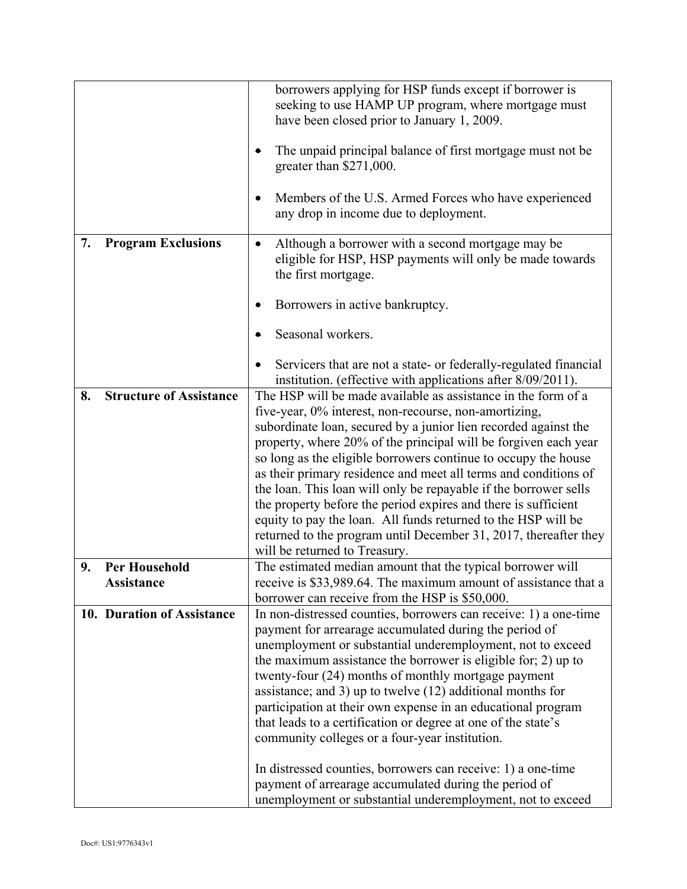| | |
|---|---|
| | borrowers applying for HSP funds except if borrower is seeking to use HAMP UP program, where mortgage must have been closed prior to January 1, 2009.<br><br>• The unpaid principal balance of first mortgage must not be greater than $271,000.<br><br>• Members of the U.S. Armed Forces who have experienced any drop in income due to deployment. |
| **7. Program Exclusions** | • Although a borrower with a second mortgage may be eligible for HSP, HSP payments will only be made towards the first mortgage.<br><br>• Borrowers in active bankruptcy.<br><br>• Seasonal workers.<br><br>• Servicers that are not a state- or federally-regulated financial institution. (effective with applications after 8/09/2011). |
| **8. Structure of Assistance** | The HSP will be made available as assistance in the form of a five-year, 0% interest, non-recourse, non-amortizing, subordinate loan, secured by a junior lien recorded against the property, where 20% of the principal will be forgiven each year so long as the eligible borrowers continue to occupy the house as their primary residence and meet all terms and conditions of the loan. This loan will only be repayable if the borrower sells the property before the period expires and there is sufficient equity to pay the loan. All funds returned to the HSP will be returned to the program until December 31, 2017, thereafter they will be returned to Treasury. |
| **9. Per Household Assistance** | The estimated median amount that the typical borrower will receive is $33,989.64. The maximum amount of assistance that a borrower can receive from the HSP is $50,000. |
| **10. Duration of Assistance** | In non-distressed counties, borrowers can receive: 1) a one-time payment for arrearage accumulated during the period of unemployment or substantial underemployment, not to exceed the maximum assistance the borrower is eligible for; 2) up to twenty-four (24) months of monthly mortgage payment assistance; and 3) up to twelve (12) additional months for participation at their own expense in an educational program that leads to a certification or degree at one of the state's community colleges or a four-year institution.<br><br>In distressed counties, borrowers can receive: 1) a one-time payment of arrearage accumulated during the period of unemployment or substantial underemployment, not to exceed |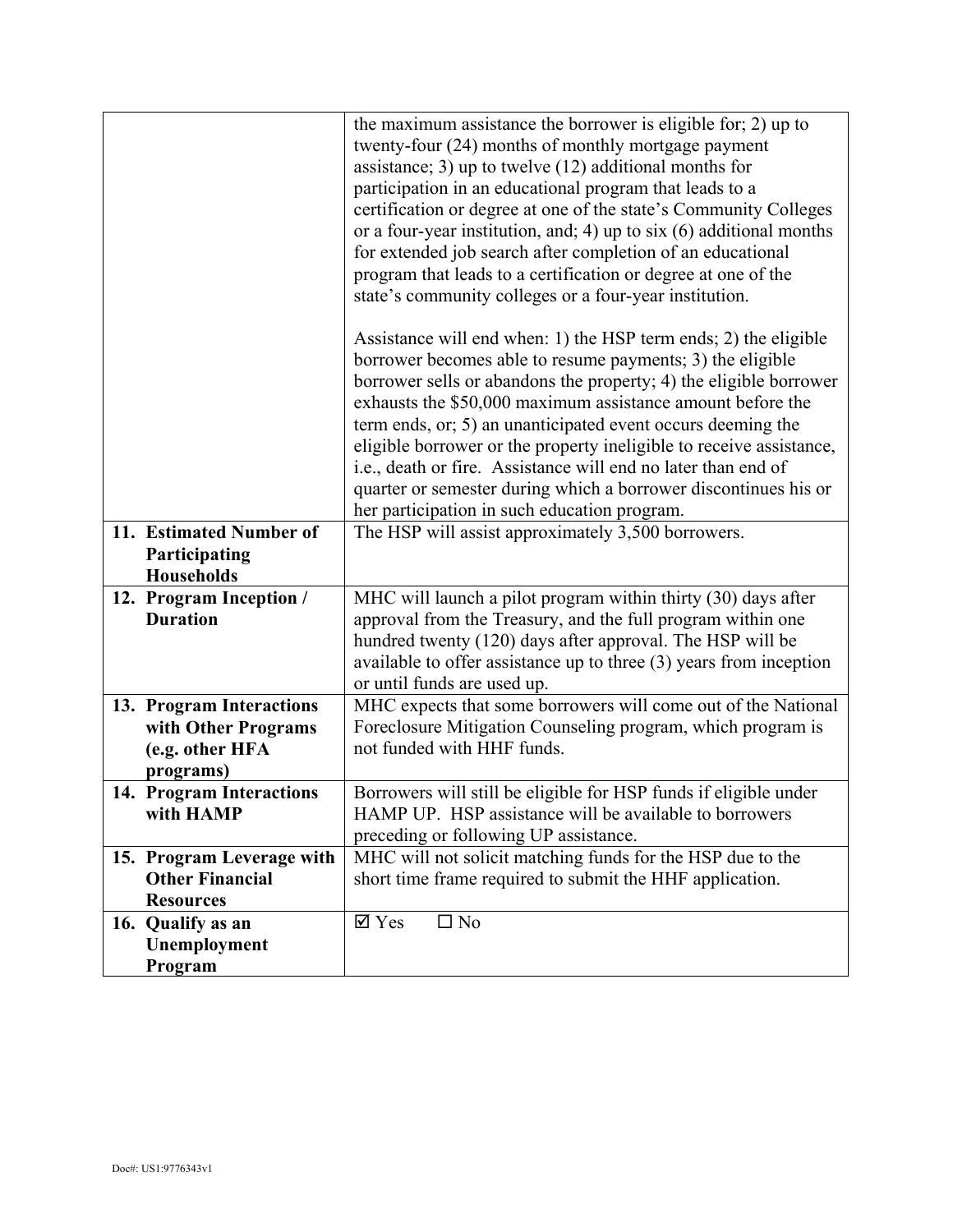| | |
|---|---|
| | the maximum assistance the borrower is eligible for; 2) up to twenty-four (24) months of monthly mortgage payment assistance; 3) up to twelve (12) additional months for participation in an educational program that leads to a certification or degree at one of the state's Community Colleges or a four-year institution, and; 4) up to six (6) additional months for extended job search after completion of an educational program that leads to a certification or degree at one of the state's community colleges or a four-year institution.<br><br>Assistance will end when: 1) the HSP term ends; 2) the eligible borrower becomes able to resume payments; 3) the eligible borrower sells or abandons the property; 4) the eligible borrower exhausts the $50,000 maximum assistance amount before the term ends, or; 5) an unanticipated event occurs deeming the eligible borrower or the property ineligible to receive assistance, i.e., death or fire. Assistance will end no later than end of quarter or semester during which a borrower discontinues his or her participation in such education program. |
| **11. Estimated Number of Participating Households** | The HSP will assist approximately 3,500 borrowers. |
| **12. Program Inception / Duration** | MHC will launch a pilot program within thirty (30) days after approval from the Treasury, and the full program within one hundred twenty (120) days after approval. The HSP will be available to offer assistance up to three (3) years from inception or until funds are used up. |
| **13. Program Interactions with Other Programs (e.g. other HFA programs)** | MHC expects that some borrowers will come out of the National Foreclosure Mitigation Counseling program, which program is not funded with HHF funds. |
| **14. Program Interactions with HAMP** | Borrowers will still be eligible for HSP funds if eligible under HAMP UP. HSP assistance will be available to borrowers preceding or following UP assistance. |
| **15. Program Leverage with Other Financial Resources** | MHC will not solicit matching funds for the HSP due to the short time frame required to submit the HHF application. |
| **16. Qualify as an Unemployment Program** | ☑ Yes ☐ No |

Doc#: US1:9776343v1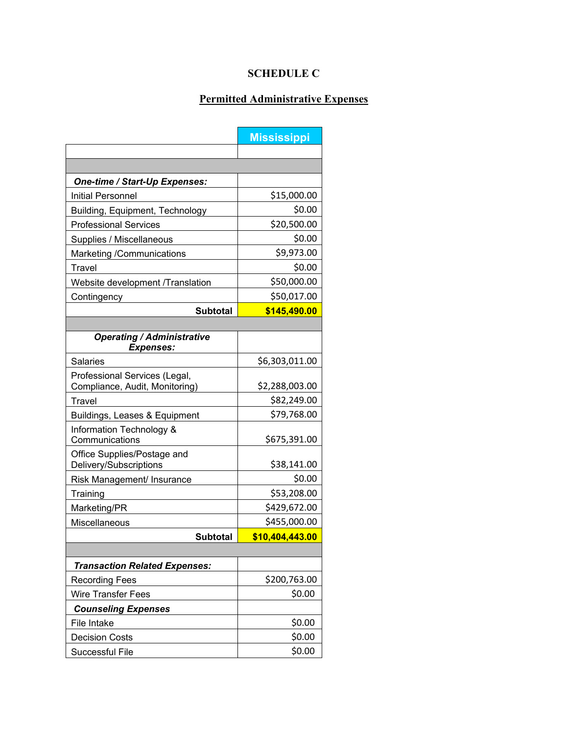# SCHEDULE C

## Permitted Administrative Expenses

| | Mississippi |
|---|---|
| | |
| | |
| ***One-time / Start-Up Expenses:*** | |
| Initial Personnel | $15,000.00 |
| Building, Equipment, Technology | $0.00 |
| Professional Services | $20,500.00 |
| Supplies / Miscellaneous | $0.00 |
| Marketing /Communications | $9,973.00 |
| Travel | $0.00 |
| Website development /Translation | $50,000.00 |
| Contingency | $50,017.00 |
| **Subtotal** | **$145,490.00** |
| | |
| ***Operating / Administrative Expenses:*** | |
| Salaries | $6,303,011.00 |
| Professional Services (Legal, Compliance, Audit, Monitoring) | $2,288,003.00 |
| Travel | $82,249.00 |
| Buildings, Leases & Equipment | $79,768.00 |
| Information Technology & Communications | $675,391.00 |
| Office Supplies/Postage and Delivery/Subscriptions | $38,141.00 |
| Risk Management/ Insurance | $0.00 |
| Training | $53,208.00 |
| Marketing/PR | $429,672.00 |
| Miscellaneous | $455,000.00 |
| **Subtotal** | **$10,404,443.00** |
| | |
| ***Transaction Related Expenses:*** | |
| Recording Fees | $200,763.00 |
| Wire Transfer Fees | $0.00 |
| ***Counseling Expenses*** | |
| File Intake | $0.00 |
| Decision Costs | $0.00 |
| Successful File | $0.00 |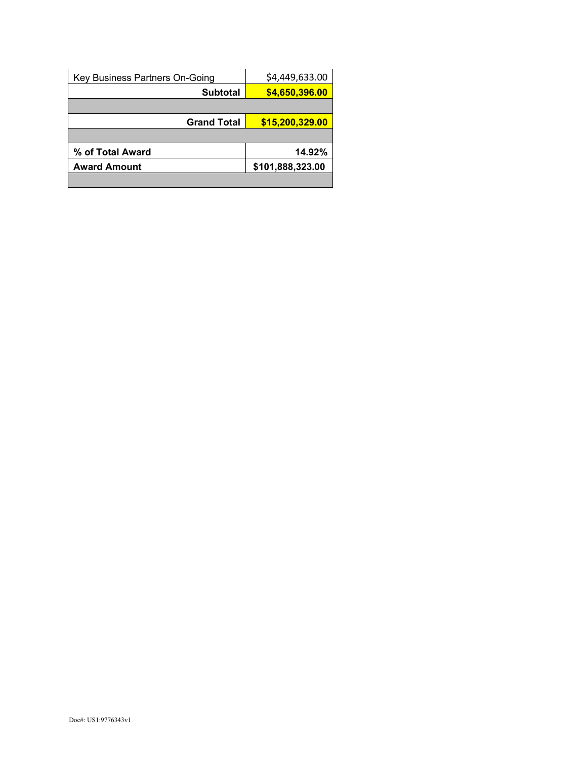| | |
|---|---|
| Key Business Partners On-Going | $4,449,633.00 |
| **Subtotal** | **$4,650,396.00** |
| | |
| **Grand Total** | **$15,200,329.00** |
| | |
| **% of Total Award** | **14.92%** |
| **Award Amount** | **$101,888,323.00** |
| | |

Doc#: US1:9776343v1